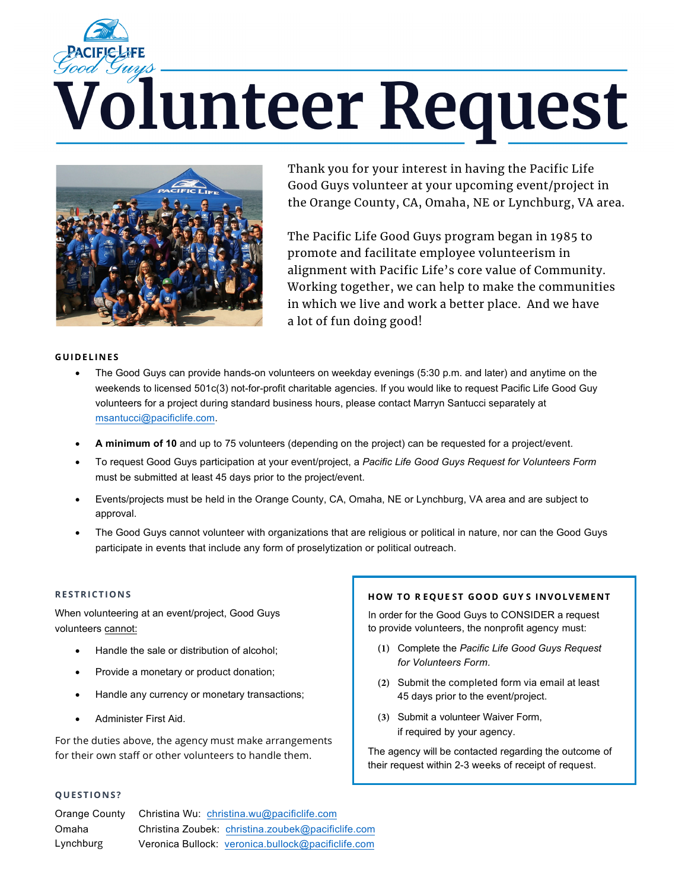# Volunteer Request

Thank you for your interest in having the Pacific Life Good Guys volunteer at your upcoming event/project in the Orange County, CA, Omaha, NE or Lynchburg, VA area.

The Pacific Life Good Guys program began in 1985 to promote and facilitate employee volunteerism in alignment with Pacific Life's core value of Community. Working together, we can help to make the communities in which we live and work a better place. And we have a lot of fun doing good!

## GUIDELINES

- The Good Guys can provide hands-on volunteers on weekday evenings (5:30 p.m. and later) and anytime on the weekends to licensed 501c(3) not-for-profit charitable agencies. If you would like to request Pacific Life Good Guy volunteers for a project during standard business hours, please contact Marryn Santucci separately at msantucci@pacificlife.com.
- **A minimum of 10** and up to 75 volunteers (depending on the project) can be requested for a project/event.
- To request Good Guys participation at your event/project, a *Pacific Life Good Guys Request for Volunteers Form* must be submitted at least 45 days prior to the project/event.
- Events/projects must be held in the Orange County, CA, Omaha, NE or Lynchburg, VA area and are subject to approval.
- The Good Guys cannot volunteer with organizations that are religious or political in nature, nor can the Good Guys participate in events that include any form of proselytization or political outreach.

## RESTRICTIONS

When volunteering at an event/project, Good Guys volunteers <u>cannot:</u>

- Handle the sale or distribution of alcohol;
- Provide a monetary or product donation;
- Handle any currency or monetary transactions;
- Administer First Aid.

For the duties above, the agency must make arrangements for their own staff or other volunteers to handle them.

## HOW TO REQUEST GOOD GUYS INVOLVEMENT

In order for the Good Guys to CONSIDER a request to provide volunteers, the nonprofit agency must:

1. Complete the *Pacific Life Good Guys Request for Volunteers Form.*
2. Submit the completed form via email at least 45 days prior to the event/project.
3. Submit a volunteer Waiver Form, if required by your agency.

The agency will be contacted regarding the outcome of their request within 2-3 weeks of receipt of request.

## QUESTIONS?

| | |
|---|---|
| Orange County | Christina Wu: christina.wu@pacificlife.com |
| Omaha | Christina Zoubek: christina.zoubek@pacificlife.com |
| Lynchburg | Veronica Bullock: veronica.bullock@pacificlife.com |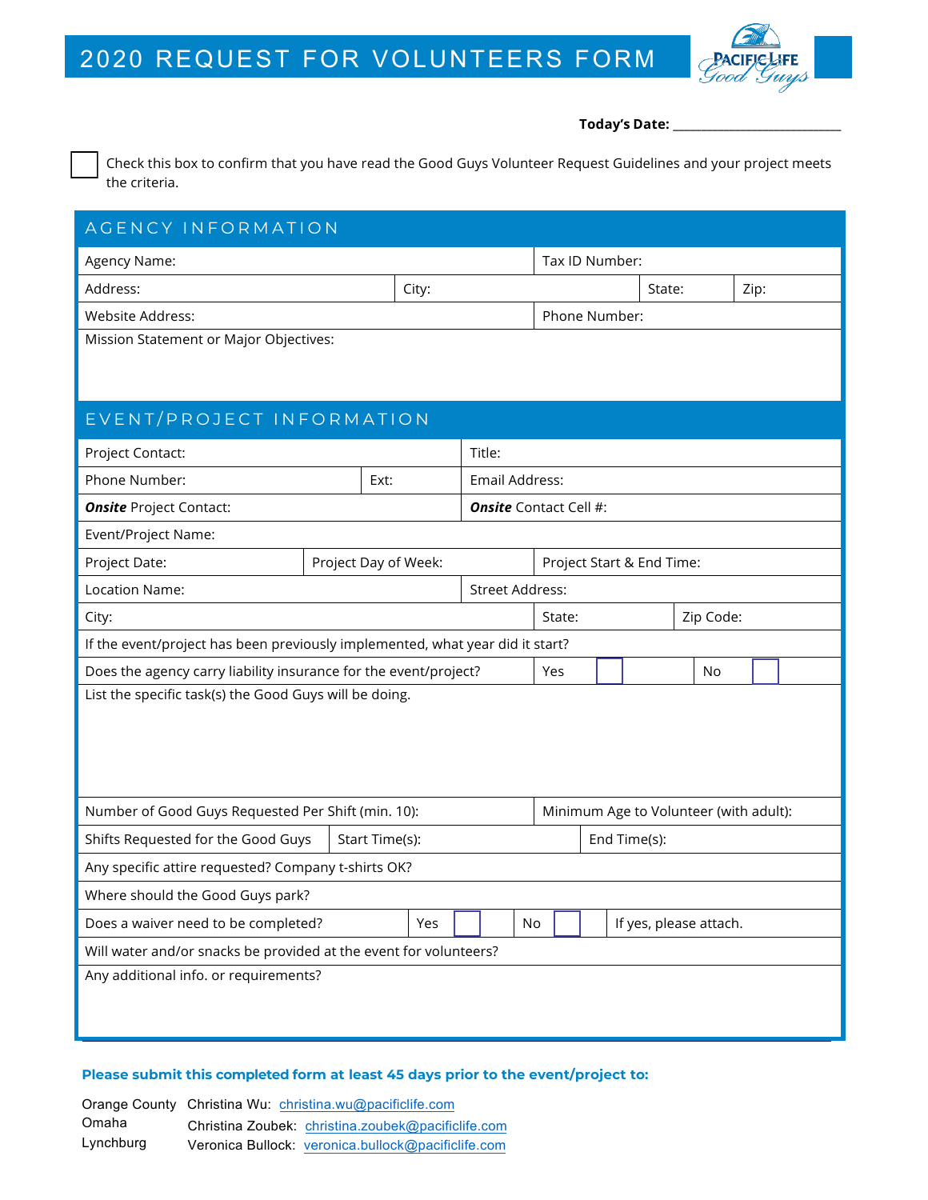# 2020 REQUEST FOR VOLUNTEERS FORM

**Today's Date:** ___________________________

☐ Check this box to confirm that you have read the Good Guys Volunteer Request Guidelines and your project meets the criteria.

## AGENCY INFORMATION

| | | | |
|---|---|---|---|
| Agency Name: | | Tax ID Number: | |
| Address: | City: | State: | Zip: |
| Website Address: | | Phone Number: | |
| Mission Statement or Major Objectives: | | | |

## EVENT/PROJECT INFORMATION

| | | |
|---|---|---|
| Project Contact: | | Title: |
| Phone Number: | Ext: | Email Address: |
| ***Onsite*** Project Contact: | | ***Onsite*** Contact Cell #: |
| Event/Project Name: | | |
| Project Date: | Project Day of Week: | Project Start & End Time: |
| Location Name: | | Street Address: |
| City: | State: | Zip Code: |

If the event/project has been previously implemented, what year did it start?

Does the agency carry liability insurance for the event/project? Yes ☐ No ☐

List the specific task(s) the Good Guys will be doing.

| | | |
|---|---|---|
| Number of Good Guys Requested Per Shift (min. 10): | | Minimum Age to Volunteer (with adult): |
| Shifts Requested for the Good Guys | Start Time(s): | End Time(s): |

Any specific attire requested? Company t-shirts OK?

Where should the Good Guys park?

Does a waiver need to be completed? Yes ☐ No ☐ If yes, please attach.

Will water and/or snacks be provided at the event for volunteers?

Any additional info. or requirements?

**Please submit this completed form at least 45 days prior to the event/project to:**

| | |
|---|---|
| Orange County | Christina Wu: christina.wu@pacificlife.com |
| Omaha | Christina Zoubek: christina.zoubek@pacificlife.com |
| Lynchburg | Veronica Bullock: veronica.bullock@pacificlife.com |